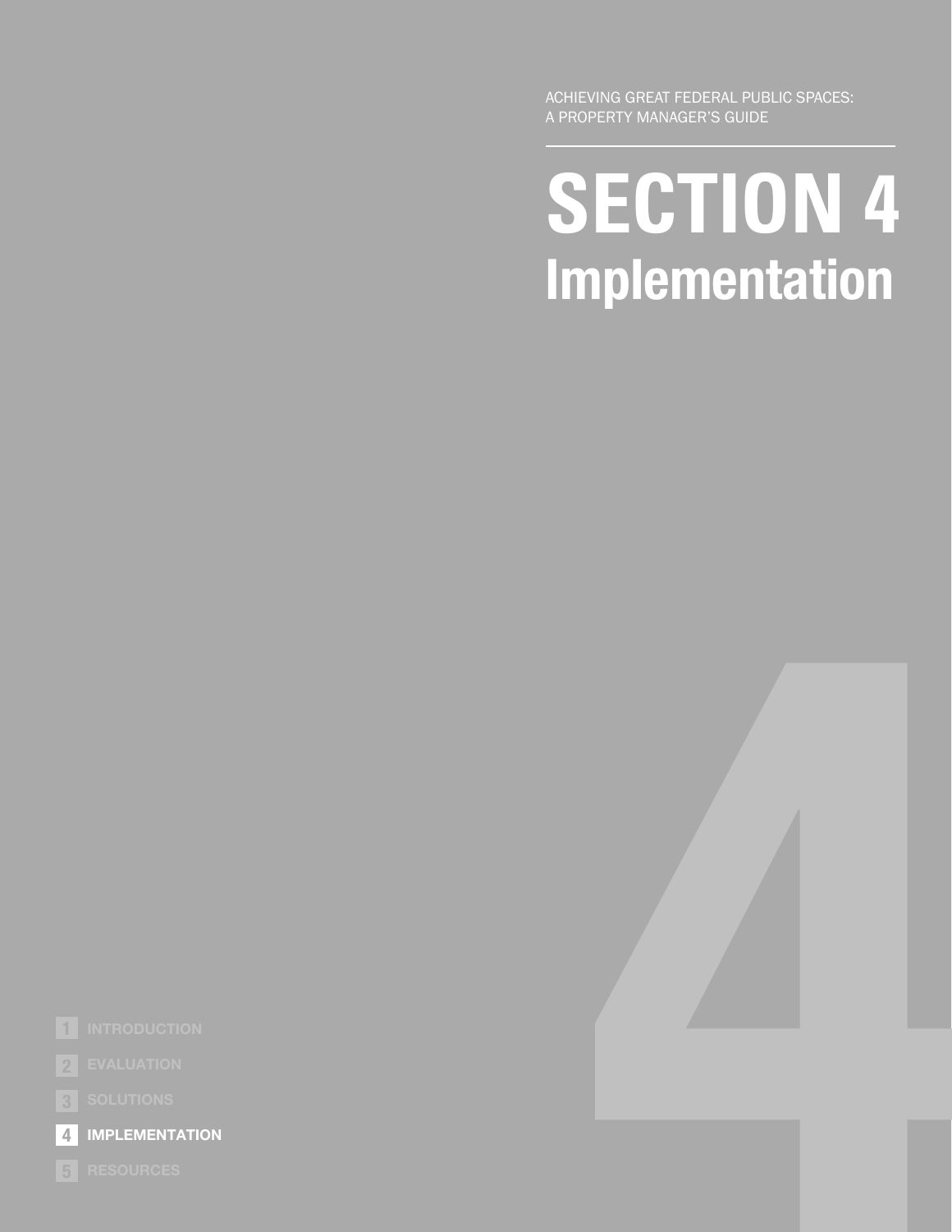ACHIEVING GREAT FEDERAL PUBLIC SPACES: A PROPERTY MANAGER'S GUIDE

# SECTION 4
## Implementation

1 INTRODUCTION

2 EVALUATION

3 SOLUTIONS

4 **IMPLEMENTATION**

5 RESOURCES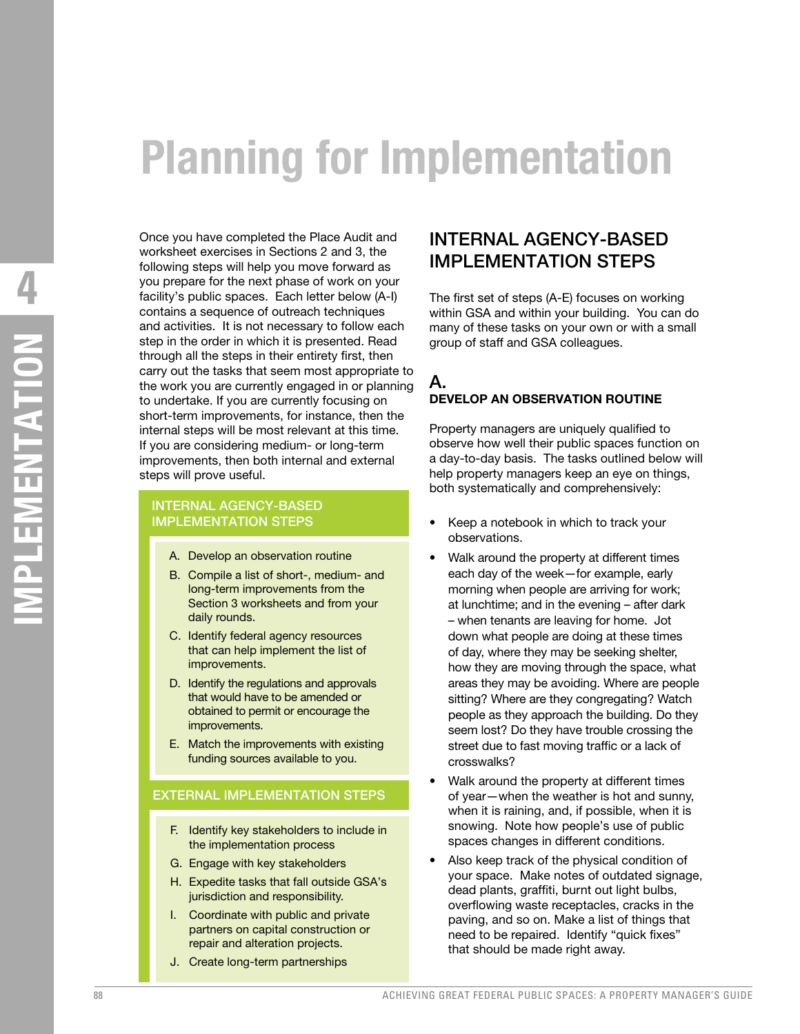# Planning for Implementation

Once you have completed the Place Audit and worksheet exercises in Sections 2 and 3, the following steps will help you move forward as you prepare for the next phase of work on your facility's public spaces. Each letter below (A-I) contains a sequence of outreach techniques and activities. It is not necessary to follow each step in the order in which it is presented. Read through all the steps in their entirety first, then carry out the tasks that seem most appropriate to the work you are currently engaged in or planning to undertake. If you are currently focusing on short-term improvements, for instance, then the internal steps will be most relevant at this time. If you are considering medium- or long-term improvements, then both internal and external steps will prove useful.

**INTERNAL AGENCY-BASED IMPLEMENTATION STEPS**

A. Develop an observation routine
B. Compile a list of short-, medium- and long-term improvements from the Section 3 worksheets and from your daily rounds.
C. Identify federal agency resources that can help implement the list of improvements.
D. Identify the regulations and approvals that would have to be amended or obtained to permit or encourage the improvements.
E. Match the improvements with existing funding sources available to you.

**EXTERNAL IMPLEMENTATION STEPS**

F. Identify key stakeholders to include in the implementation process
G. Engage with key stakeholders
H. Expedite tasks that fall outside GSA's jurisdiction and responsibility.
I. Coordinate with public and private partners on capital construction or repair and alteration projects.
J. Create long-term partnerships

## INTERNAL AGENCY-BASED IMPLEMENTATION STEPS

The first set of steps (A-E) focuses on working within GSA and within your building. You can do many of these tasks on your own or with a small group of staff and GSA colleagues.

### A.
### DEVELOP AN OBSERVATION ROUTINE

Property managers are uniquely qualified to observe how well their public spaces function on a day-to-day basis. The tasks outlined below will help property managers keep an eye on things, both systematically and comprehensively:

- Keep a notebook in which to track your observations.
- Walk around the property at different times each day of the week—for example, early morning when people are arriving for work; at lunchtime; and in the evening – after dark – when tenants are leaving for home. Jot down what people are doing at these times of day, where they may be seeking shelter, how they are moving through the space, what areas they may be avoiding. Where are people sitting? Where are they congregating? Watch people as they approach the building. Do they seem lost? Do they have trouble crossing the street due to fast moving traffic or a lack of crosswalks?
- Walk around the property at different times of year—when the weather is hot and sunny, when it is raining, and, if possible, when it is snowing. Note how people's use of public spaces changes in different conditions.
- Also keep track of the physical condition of your space. Make notes of outdated signage, dead plants, graffiti, burnt out light bulbs, overflowing waste receptacles, cracks in the paving, and so on. Make a list of things that need to be repaired. Identify "quick fixes" that should be made right away.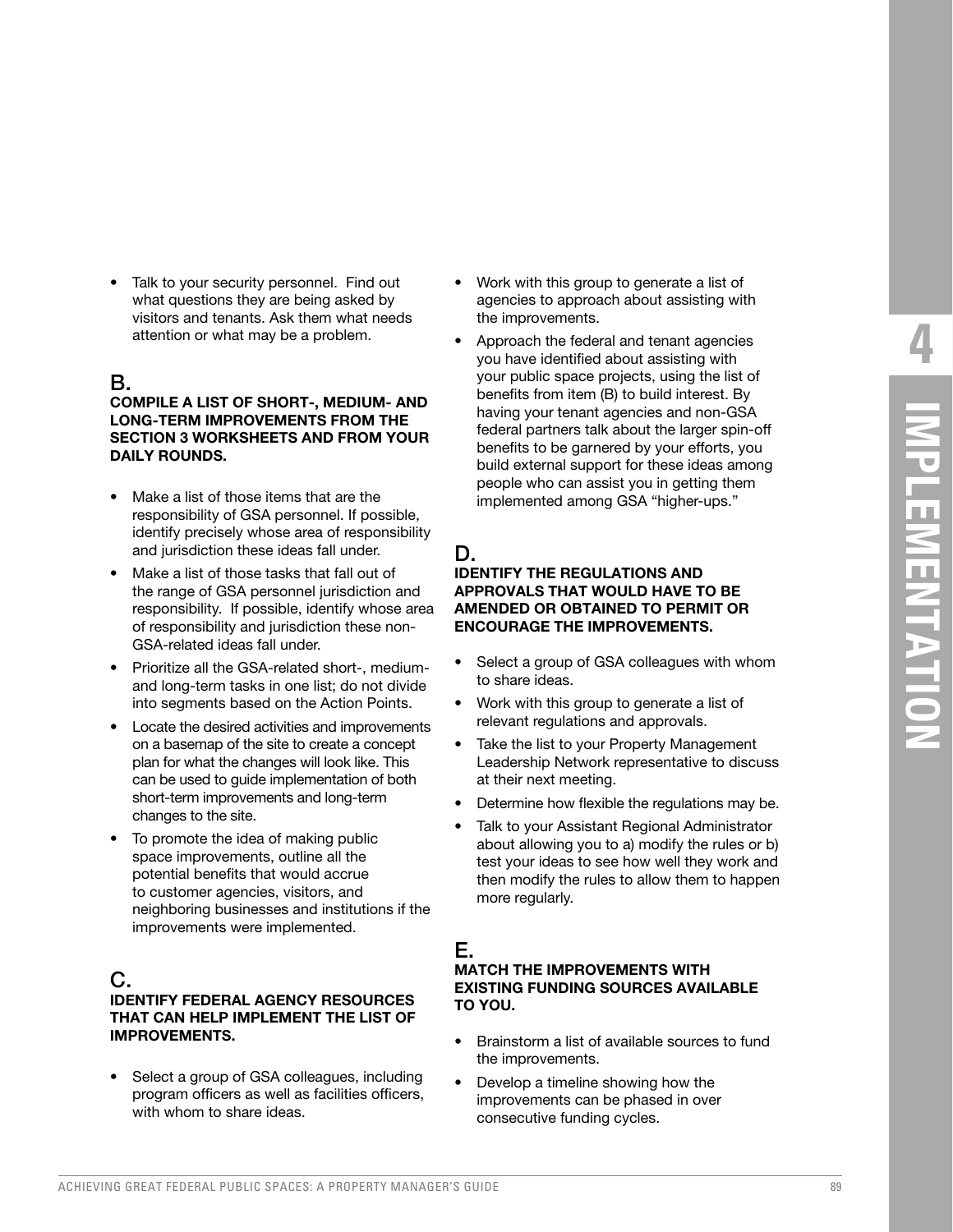- Talk to your security personnel. Find out what questions they are being asked by visitors and tenants. Ask them what needs attention or what may be a problem.

## B.

### COMPILE A LIST OF SHORT-, MEDIUM- AND LONG-TERM IMPROVEMENTS FROM THE SECTION 3 WORKSHEETS AND FROM YOUR DAILY ROUNDS.

- Make a list of those items that are the responsibility of GSA personnel. If possible, identify precisely whose area of responsibility and jurisdiction these ideas fall under.
- Make a list of those tasks that fall out of the range of GSA personnel jurisdiction and responsibility. If possible, identify whose area of responsibility and jurisdiction these non-GSA-related ideas fall under.
- Prioritize all the GSA-related short-, medium- and long-term tasks in one list; do not divide into segments based on the Action Points.
- Locate the desired activities and improvements on a basemap of the site to create a concept plan for what the changes will look like. This can be used to guide implementation of both short-term improvements and long-term changes to the site.
- To promote the idea of making public space improvements, outline all the potential benefits that would accrue to customer agencies, visitors, and neighboring businesses and institutions if the improvements were implemented.

## C.

### IDENTIFY FEDERAL AGENCY RESOURCES THAT CAN HELP IMPLEMENT THE LIST OF IMPROVEMENTS.

- Select a group of GSA colleagues, including program officers as well as facilities officers, with whom to share ideas.
- Work with this group to generate a list of agencies to approach about assisting with the improvements.
- Approach the federal and tenant agencies you have identified about assisting with your public space projects, using the list of benefits from item (B) to build interest. By having your tenant agencies and non-GSA federal partners talk about the larger spin-off benefits to be garnered by your efforts, you build external support for these ideas among people who can assist you in getting them implemented among GSA "higher-ups."

## D.

### IDENTIFY THE REGULATIONS AND APPROVALS THAT WOULD HAVE TO BE AMENDED OR OBTAINED TO PERMIT OR ENCOURAGE THE IMPROVEMENTS.

- Select a group of GSA colleagues with whom to share ideas.
- Work with this group to generate a list of relevant regulations and approvals.
- Take the list to your Property Management Leadership Network representative to discuss at their next meeting.
- Determine how flexible the regulations may be.
- Talk to your Assistant Regional Administrator about allowing you to a) modify the rules or b) test your ideas to see how well they work and then modify the rules to allow them to happen more regularly.

## E.

### MATCH THE IMPROVEMENTS WITH EXISTING FUNDING SOURCES AVAILABLE TO YOU.

- Brainstorm a list of available sources to fund the improvements.
- Develop a timeline showing how the improvements can be phased in over consecutive funding cycles.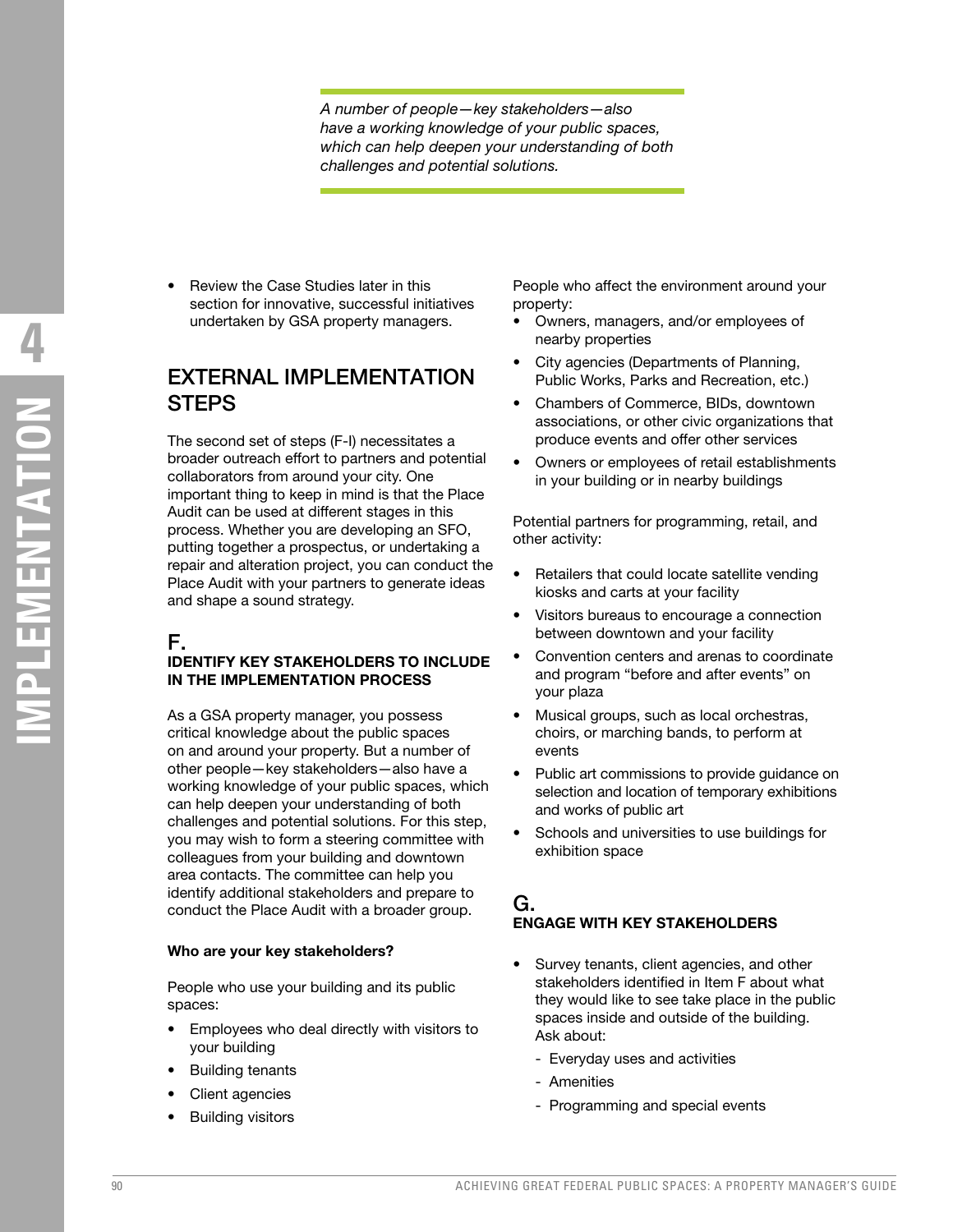*A number of people—key stakeholders—also have a working knowledge of your public spaces, which can help deepen your understanding of both challenges and potential solutions.*

- Review the Case Studies later in this section for innovative, successful initiatives undertaken by GSA property managers.

## EXTERNAL IMPLEMENTATION STEPS

The second set of steps (F-I) necessitates a broader outreach effort to partners and potential collaborators from around your city. One important thing to keep in mind is that the Place Audit can be used at different stages in this process. Whether you are developing an SFO, putting together a prospectus, or undertaking a repair and alteration project, you can conduct the Place Audit with your partners to generate ideas and shape a sound strategy.

### F.
### IDENTIFY KEY STAKEHOLDERS TO INCLUDE IN THE IMPLEMENTATION PROCESS

As a GSA property manager, you possess critical knowledge about the public spaces on and around your property. But a number of other people—key stakeholders—also have a working knowledge of your public spaces, which can help deepen your understanding of both challenges and potential solutions. For this step, you may wish to form a steering committee with colleagues from your building and downtown area contacts. The committee can help you identify additional stakeholders and prepare to conduct the Place Audit with a broader group.

**Who are your key stakeholders?**

People who use your building and its public spaces:

- Employees who deal directly with visitors to your building
- Building tenants
- Client agencies
- Building visitors

People who affect the environment around your property:

- Owners, managers, and/or employees of nearby properties
- City agencies (Departments of Planning, Public Works, Parks and Recreation, etc.)
- Chambers of Commerce, BIDs, downtown associations, or other civic organizations that produce events and offer other services
- Owners or employees of retail establishments in your building or in nearby buildings

Potential partners for programming, retail, and other activity:

- Retailers that could locate satellite vending kiosks and carts at your facility
- Visitors bureaus to encourage a connection between downtown and your facility
- Convention centers and arenas to coordinate and program "before and after events" on your plaza
- Musical groups, such as local orchestras, choirs, or marching bands, to perform at events
- Public art commissions to provide guidance on selection and location of temporary exhibitions and works of public art
- Schools and universities to use buildings for exhibition space

### G.
### ENGAGE WITH KEY STAKEHOLDERS

- Survey tenants, client agencies, and other stakeholders identified in Item F about what they would like to see take place in the public spaces inside and outside of the building. Ask about:
  - Everyday uses and activities
  - Amenities
  - Programming and special events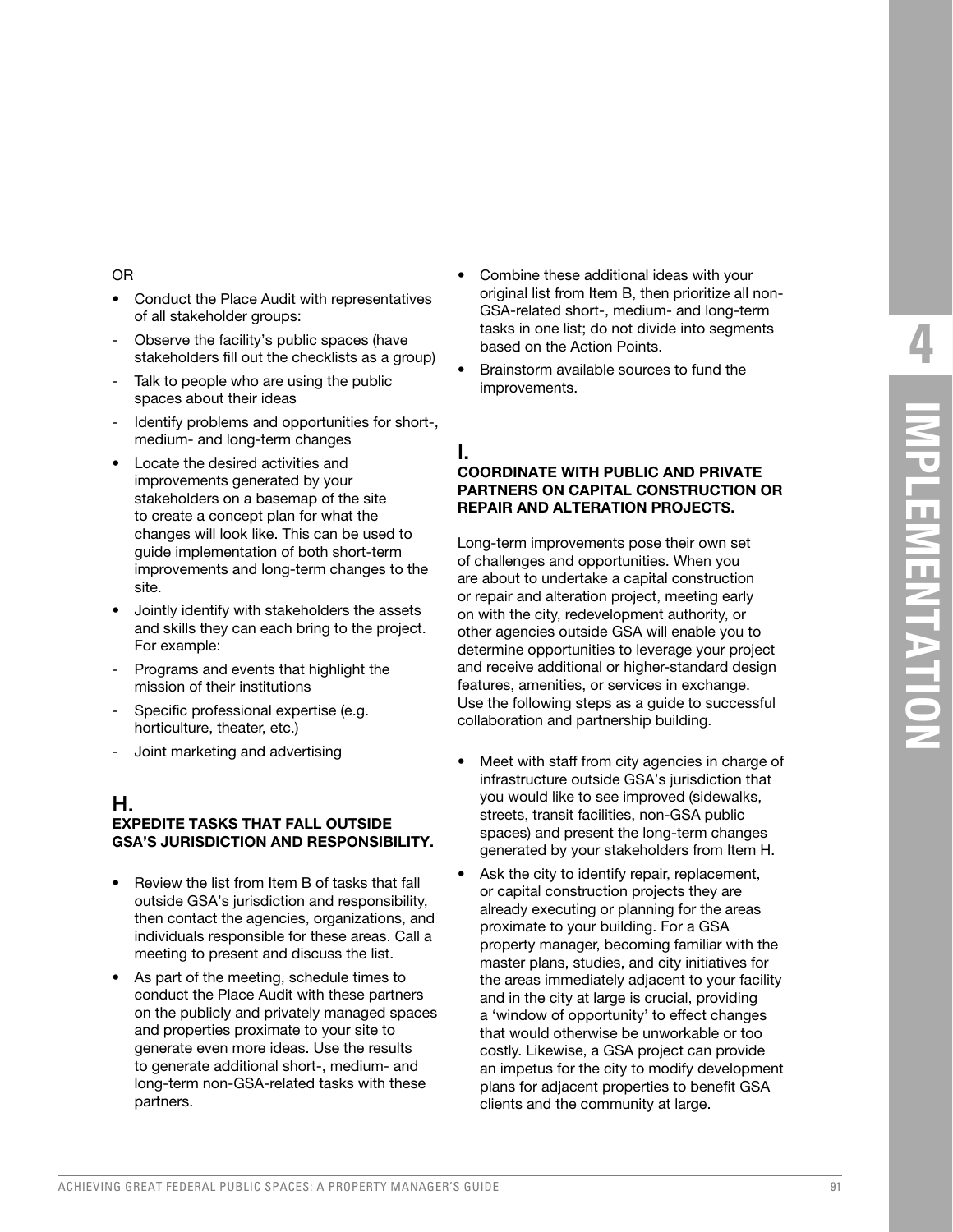OR

- Conduct the Place Audit with representatives of all stakeholder groups:
  - Observe the facility's public spaces (have stakeholders fill out the checklists as a group)
  - Talk to people who are using the public spaces about their ideas
  - Identify problems and opportunities for short-, medium- and long-term changes
- Locate the desired activities and improvements generated by your stakeholders on a basemap of the site to create a concept plan for what the changes will look like. This can be used to guide implementation of both short-term improvements and long-term changes to the site.
- Jointly identify with stakeholders the assets and skills they can each bring to the project. For example:
  - Programs and events that highlight the mission of their institutions
  - Specific professional expertise (e.g. horticulture, theater, etc.)
  - Joint marketing and advertising

## H.
### EXPEDITE TASKS THAT FALL OUTSIDE GSA'S JURISDICTION AND RESPONSIBILITY.

- Review the list from Item B of tasks that fall outside GSA's jurisdiction and responsibility, then contact the agencies, organizations, and individuals responsible for these areas. Call a meeting to present and discuss the list.
- As part of the meeting, schedule times to conduct the Place Audit with these partners on the publicly and privately managed spaces and properties proximate to your site to generate even more ideas. Use the results to generate additional short-, medium- and long-term non-GSA-related tasks with these partners.
- Combine these additional ideas with your original list from Item B, then prioritize all non-GSA-related short-, medium- and long-term tasks in one list; do not divide into segments based on the Action Points.
- Brainstorm available sources to fund the improvements.

## I.
### COORDINATE WITH PUBLIC AND PRIVATE PARTNERS ON CAPITAL CONSTRUCTION OR REPAIR AND ALTERATION PROJECTS.

Long-term improvements pose their own set of challenges and opportunities. When you are about to undertake a capital construction or repair and alteration project, meeting early on with the city, redevelopment authority, or other agencies outside GSA will enable you to determine opportunities to leverage your project and receive additional or higher-standard design features, amenities, or services in exchange. Use the following steps as a guide to successful collaboration and partnership building.

- Meet with staff from city agencies in charge of infrastructure outside GSA's jurisdiction that you would like to see improved (sidewalks, streets, transit facilities, non-GSA public spaces) and present the long-term changes generated by your stakeholders from Item H.
- Ask the city to identify repair, replacement, or capital construction projects they are already executing or planning for the areas proximate to your building. For a GSA property manager, becoming familiar with the master plans, studies, and city initiatives for the areas immediately adjacent to your facility and in the city at large is crucial, providing a 'window of opportunity' to effect changes that would otherwise be unworkable or too costly. Likewise, a GSA project can provide an impetus for the city to modify development plans for adjacent properties to benefit GSA clients and the community at large.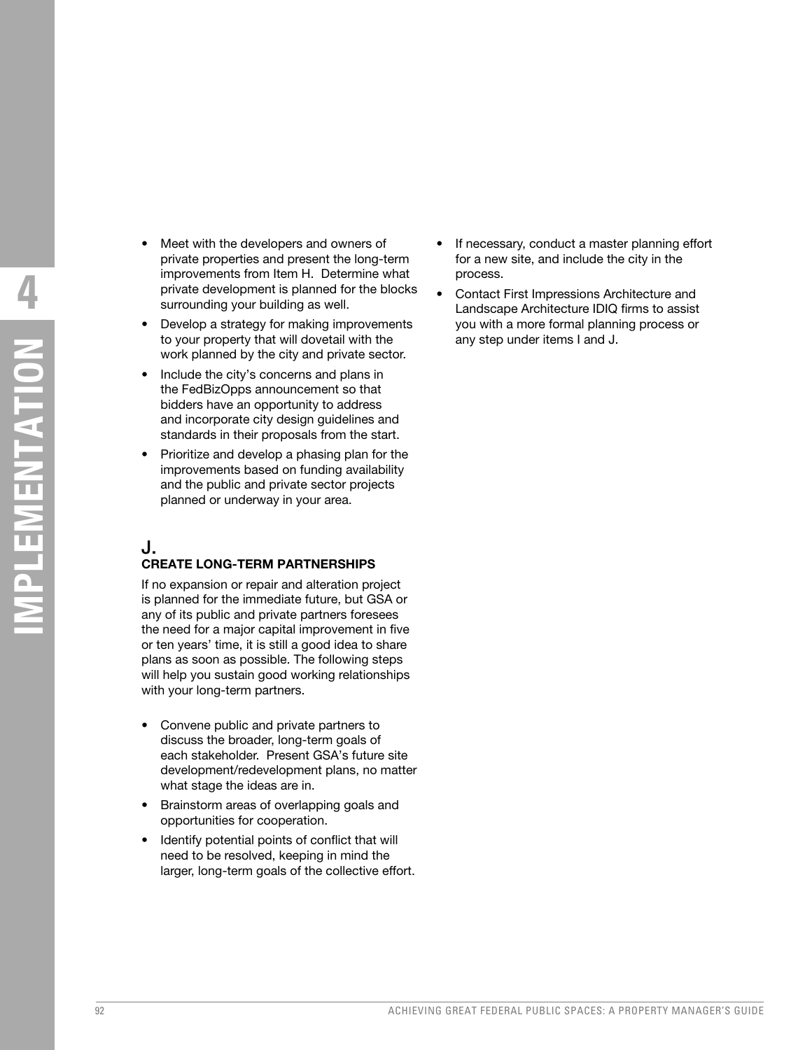- Meet with the developers and owners of private properties and present the long-term improvements from Item H. Determine what private development is planned for the blocks surrounding your building as well.
- Develop a strategy for making improvements to your property that will dovetail with the work planned by the city and private sector.
- Include the city's concerns and plans in the FedBizOpps announcement so that bidders have an opportunity to address and incorporate city design guidelines and standards in their proposals from the start.
- Prioritize and develop a phasing plan for the improvements based on funding availability and the public and private sector projects planned or underway in your area.

## J.
### CREATE LONG-TERM PARTNERSHIPS

If no expansion or repair and alteration project is planned for the immediate future, but GSA or any of its public and private partners foresees the need for a major capital improvement in five or ten years' time, it is still a good idea to share plans as soon as possible. The following steps will help you sustain good working relationships with your long-term partners.

- Convene public and private partners to discuss the broader, long-term goals of each stakeholder. Present GSA's future site development/redevelopment plans, no matter what stage the ideas are in.
- Brainstorm areas of overlapping goals and opportunities for cooperation.
- Identify potential points of conflict that will need to be resolved, keeping in mind the larger, long-term goals of the collective effort.
- If necessary, conduct a master planning effort for a new site, and include the city in the process.
- Contact First Impressions Architecture and Landscape Architecture IDIQ firms to assist you with a more formal planning process or any step under items I and J.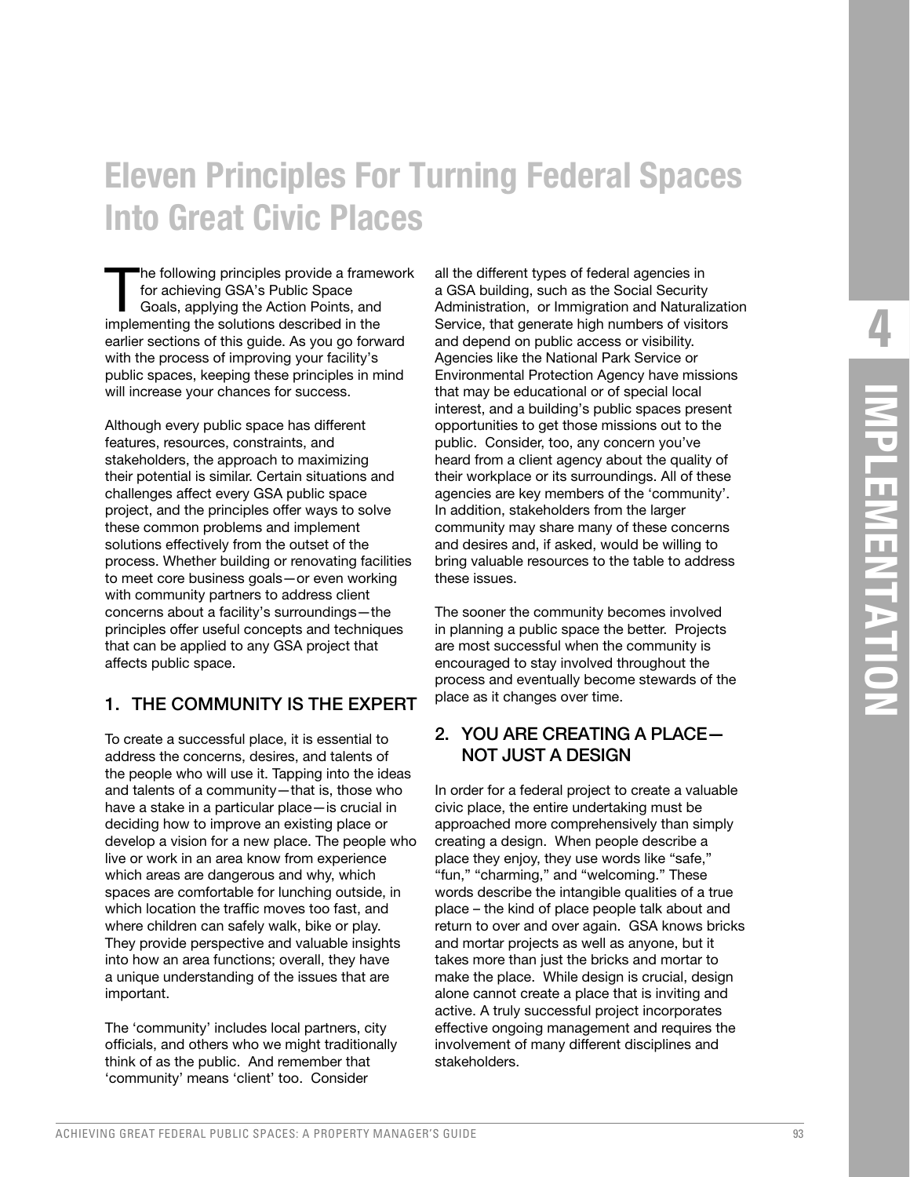# Eleven Principles For Turning Federal Spaces Into Great Civic Places

The following principles provide a framework for achieving GSA's Public Space Goals, applying the Action Points, and implementing the solutions described in the earlier sections of this guide. As you go forward with the process of improving your facility's public spaces, keeping these principles in mind will increase your chances for success.

Although every public space has different features, resources, constraints, and stakeholders, the approach to maximizing their potential is similar. Certain situations and challenges affect every GSA public space project, and the principles offer ways to solve these common problems and implement solutions effectively from the outset of the process. Whether building or renovating facilities to meet core business goals—or even working with community partners to address client concerns about a facility's surroundings—the principles offer useful concepts and techniques that can be applied to any GSA project that affects public space.

## 1. THE COMMUNITY IS THE EXPERT

To create a successful place, it is essential to address the concerns, desires, and talents of the people who will use it. Tapping into the ideas and talents of a community—that is, those who have a stake in a particular place—is crucial in deciding how to improve an existing place or develop a vision for a new place. The people who live or work in an area know from experience which areas are dangerous and why, which spaces are comfortable for lunching outside, in which location the traffic moves too fast, and where children can safely walk, bike or play. They provide perspective and valuable insights into how an area functions; overall, they have a unique understanding of the issues that are important.

The 'community' includes local partners, city officials, and others who we might traditionally think of as the public. And remember that 'community' means 'client' too. Consider all the different types of federal agencies in a GSA building, such as the Social Security Administration, or Immigration and Naturalization Service, that generate high numbers of visitors and depend on public access or visibility. Agencies like the National Park Service or Environmental Protection Agency have missions that may be educational or of special local interest, and a building's public spaces present opportunities to get those missions out to the public. Consider, too, any concern you've heard from a client agency about the quality of their workplace or its surroundings. All of these agencies are key members of the 'community'. In addition, stakeholders from the larger community may share many of these concerns and desires and, if asked, would be willing to bring valuable resources to the table to address these issues.

The sooner the community becomes involved in planning a public space the better. Projects are most successful when the community is encouraged to stay involved throughout the process and eventually become stewards of the place as it changes over time.

## 2. YOU ARE CREATING A PLACE—NOT JUST A DESIGN

In order for a federal project to create a valuable civic place, the entire undertaking must be approached more comprehensively than simply creating a design. When people describe a place they enjoy, they use words like "safe," "fun," "charming," and "welcoming." These words describe the intangible qualities of a true place – the kind of place people talk about and return to over and over again. GSA knows bricks and mortar projects as well as anyone, but it takes more than just the bricks and mortar to make the place. While design is crucial, design alone cannot create a place that is inviting and active. A truly successful project incorporates effective ongoing management and requires the involvement of many different disciplines and stakeholders.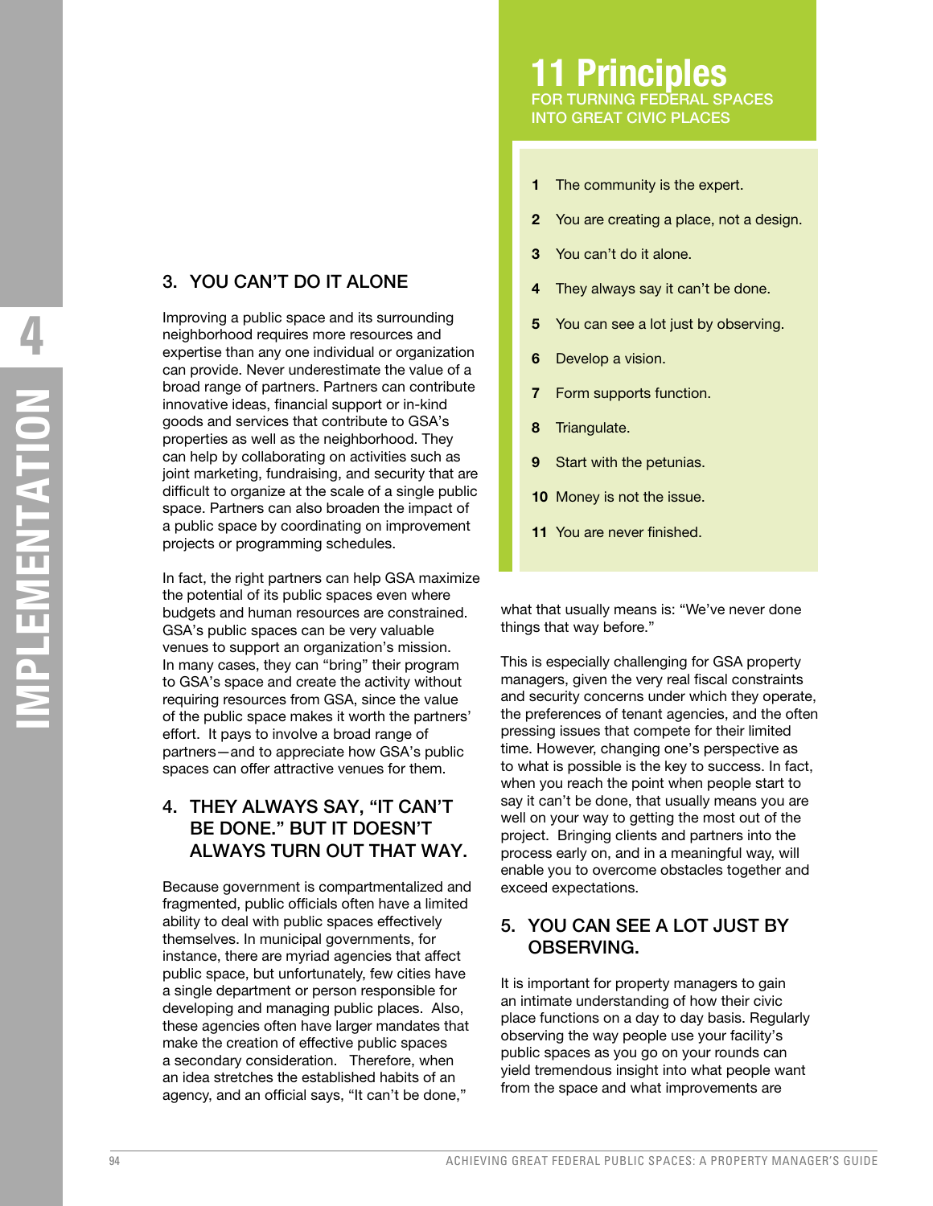## 11 Principles

FOR TURNING FEDERAL SPACES INTO GREAT CIVIC PLACES

1. The community is the expert.
2. You are creating a place, not a design.
3. You can't do it alone.
4. They always say it can't be done.
5. You can see a lot just by observing.
6. Develop a vision.
7. Form supports function.
8. Triangulate.
9. Start with the petunias.
10. Money is not the issue.
11. You are never finished.

### 3. YOU CAN'T DO IT ALONE

Improving a public space and its surrounding neighborhood requires more resources and expertise than any one individual or organization can provide. Never underestimate the value of a broad range of partners. Partners can contribute innovative ideas, financial support or in-kind goods and services that contribute to GSA's properties as well as the neighborhood. They can help by collaborating on activities such as joint marketing, fundraising, and security that are difficult to organize at the scale of a single public space. Partners can also broaden the impact of a public space by coordinating on improvement projects or programming schedules.

In fact, the right partners can help GSA maximize the potential of its public spaces even where budgets and human resources are constrained. GSA's public spaces can be very valuable venues to support an organization's mission. In many cases, they can "bring" their program to GSA's space and create the activity without requiring resources from GSA, since the value of the public space makes it worth the partners' effort. It pays to involve a broad range of partners—and to appreciate how GSA's public spaces can offer attractive venues for them.

### 4. THEY ALWAYS SAY, "IT CAN'T BE DONE." BUT IT DOESN'T ALWAYS TURN OUT THAT WAY.

Because government is compartmentalized and fragmented, public officials often have a limited ability to deal with public spaces effectively themselves. In municipal governments, for instance, there are myriad agencies that affect public space, but unfortunately, few cities have a single department or person responsible for developing and managing public places. Also, these agencies often have larger mandates that make the creation of effective public spaces a secondary consideration. Therefore, when an idea stretches the established habits of an agency, and an official says, "It can't be done," what that usually means is: "We've never done things that way before."

This is especially challenging for GSA property managers, given the very real fiscal constraints and security concerns under which they operate, the preferences of tenant agencies, and the often pressing issues that compete for their limited time. However, changing one's perspective as to what is possible is the key to success. In fact, when you reach the point when people start to say it can't be done, that usually means you are well on your way to getting the most out of the project. Bringing clients and partners into the process early on, and in a meaningful way, will enable you to overcome obstacles together and exceed expectations.

### 5. YOU CAN SEE A LOT JUST BY OBSERVING.

It is important for property managers to gain an intimate understanding of how their civic place functions on a day to day basis. Regularly observing the way people use your facility's public spaces as you go on your rounds can yield tremendous insight into what people want from the space and what improvements are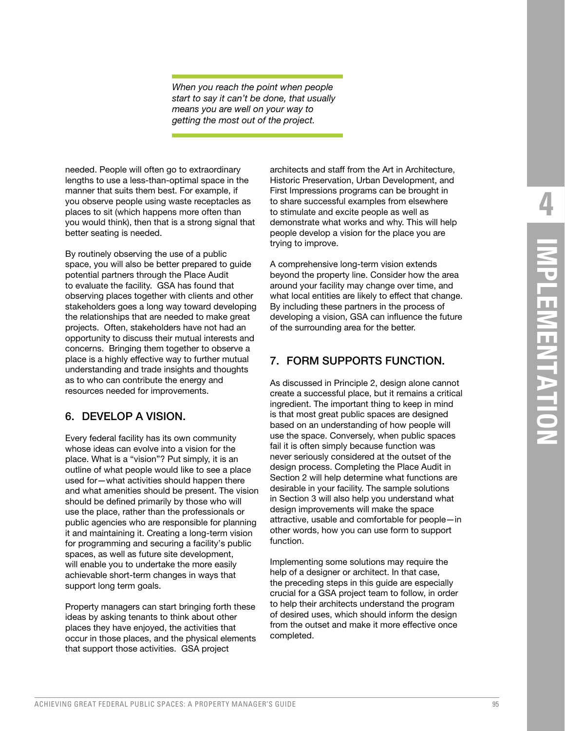*When you reach the point when people start to say it can't be done, that usually means you are well on your way to getting the most out of the project.*

needed. People will often go to extraordinary lengths to use a less-than-optimal space in the manner that suits them best. For example, if you observe people using waste receptacles as places to sit (which happens more often than you would think), then that is a strong signal that better seating is needed.

By routinely observing the use of a public space, you will also be better prepared to guide potential partners through the Place Audit to evaluate the facility. GSA has found that observing places together with clients and other stakeholders goes a long way toward developing the relationships that are needed to make great projects. Often, stakeholders have not had an opportunity to discuss their mutual interests and concerns. Bringing them together to observe a place is a highly effective way to further mutual understanding and trade insights and thoughts as to who can contribute the energy and resources needed for improvements.

## 6. DEVELOP A VISION.

Every federal facility has its own community whose ideas can evolve into a vision for the place. What is a "vision"? Put simply, it is an outline of what people would like to see a place used for—what activities should happen there and what amenities should be present. The vision should be defined primarily by those who will use the place, rather than the professionals or public agencies who are responsible for planning it and maintaining it. Creating a long-term vision for programming and securing a facility's public spaces, as well as future site development, will enable you to undertake the more easily achievable short-term changes in ways that support long term goals.

Property managers can start bringing forth these ideas by asking tenants to think about other places they have enjoyed, the activities that occur in those places, and the physical elements that support those activities. GSA project architects and staff from the Art in Architecture, Historic Preservation, Urban Development, and First Impressions programs can be brought in to share successful examples from elsewhere to stimulate and excite people as well as demonstrate what works and why. This will help people develop a vision for the place you are trying to improve.

A comprehensive long-term vision extends beyond the property line. Consider how the area around your facility may change over time, and what local entities are likely to effect that change. By including these partners in the process of developing a vision, GSA can influence the future of the surrounding area for the better.

## 7. FORM SUPPORTS FUNCTION.

As discussed in Principle 2, design alone cannot create a successful place, but it remains a critical ingredient. The important thing to keep in mind is that most great public spaces are designed based on an understanding of how people will use the space. Conversely, when public spaces fail it is often simply because function was never seriously considered at the outset of the design process. Completing the Place Audit in Section 2 will help determine what functions are desirable in your facility. The sample solutions in Section 3 will also help you understand what design improvements will make the space attractive, usable and comfortable for people—in other words, how you can use form to support function.

Implementing some solutions may require the help of a designer or architect. In that case, the preceding steps in this guide are especially crucial for a GSA project team to follow, in order to help their architects understand the program of desired uses, which should inform the design from the outset and make it more effective once completed.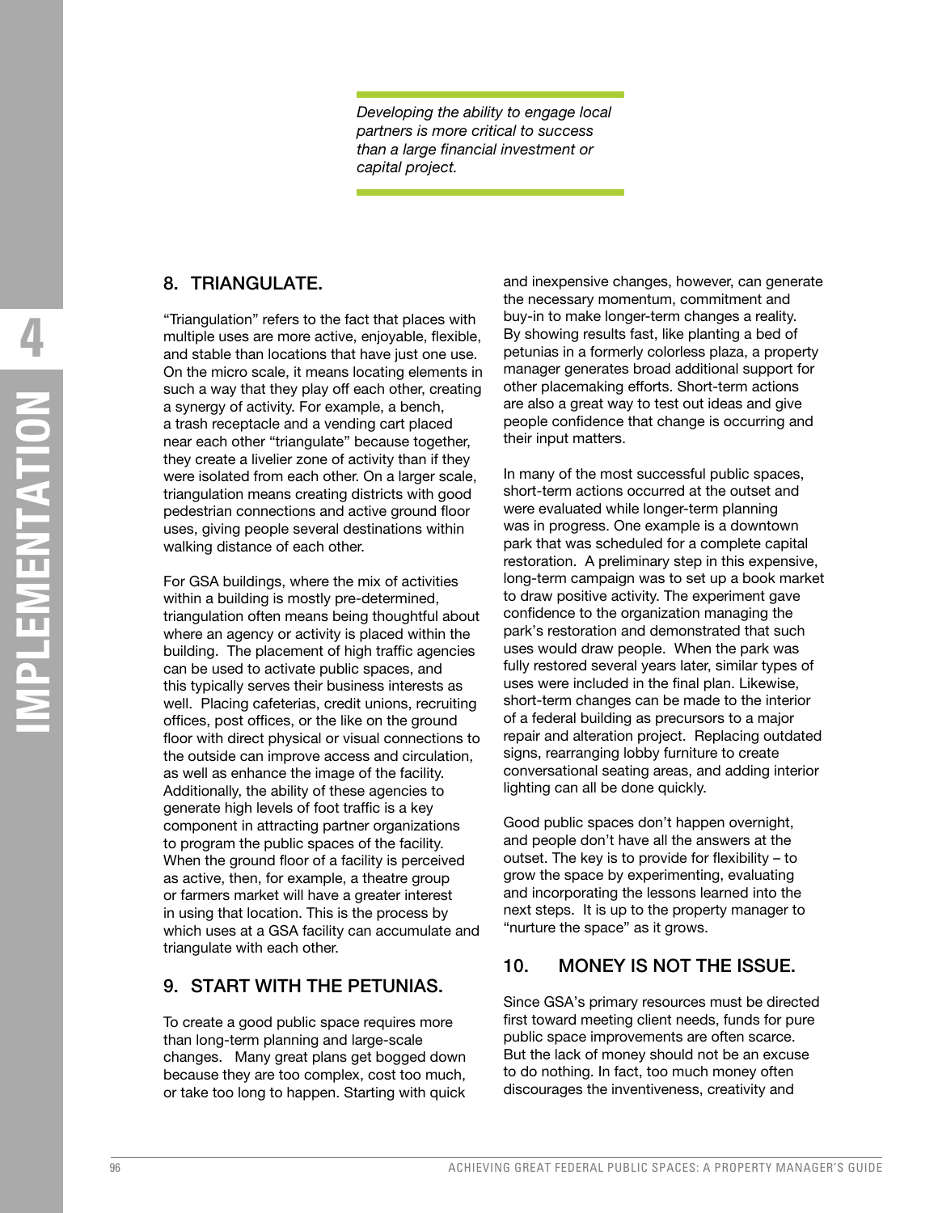*Developing the ability to engage local partners is more critical to success than a large financial investment or capital project.*

## 8. TRIANGULATE.

"Triangulation" refers to the fact that places with multiple uses are more active, enjoyable, flexible, and stable than locations that have just one use. On the micro scale, it means locating elements in such a way that they play off each other, creating a synergy of activity. For example, a bench, a trash receptacle and a vending cart placed near each other "triangulate" because together, they create a livelier zone of activity than if they were isolated from each other. On a larger scale, triangulation means creating districts with good pedestrian connections and active ground floor uses, giving people several destinations within walking distance of each other.

For GSA buildings, where the mix of activities within a building is mostly pre-determined, triangulation often means being thoughtful about where an agency or activity is placed within the building. The placement of high traffic agencies can be used to activate public spaces, and this typically serves their business interests as well. Placing cafeterias, credit unions, recruiting offices, post offices, or the like on the ground floor with direct physical or visual connections to the outside can improve access and circulation, as well as enhance the image of the facility. Additionally, the ability of these agencies to generate high levels of foot traffic is a key component in attracting partner organizations to program the public spaces of the facility. When the ground floor of a facility is perceived as active, then, for example, a theatre group or farmers market will have a greater interest in using that location. This is the process by which uses at a GSA facility can accumulate and triangulate with each other.

## 9. START WITH THE PETUNIAS.

To create a good public space requires more than long-term planning and large-scale changes. Many great plans get bogged down because they are too complex, cost too much, or take too long to happen. Starting with quick and inexpensive changes, however, can generate the necessary momentum, commitment and buy-in to make longer-term changes a reality. By showing results fast, like planting a bed of petunias in a formerly colorless plaza, a property manager generates broad additional support for other placemaking efforts. Short-term actions are also a great way to test out ideas and give people confidence that change is occurring and their input matters.

In many of the most successful public spaces, short-term actions occurred at the outset and were evaluated while longer-term planning was in progress. One example is a downtown park that was scheduled for a complete capital restoration. A preliminary step in this expensive, long-term campaign was to set up a book market to draw positive activity. The experiment gave confidence to the organization managing the park's restoration and demonstrated that such uses would draw people. When the park was fully restored several years later, similar types of uses were included in the final plan. Likewise, short-term changes can be made to the interior of a federal building as precursors to a major repair and alteration project. Replacing outdated signs, rearranging lobby furniture to create conversational seating areas, and adding interior lighting can all be done quickly.

Good public spaces don't happen overnight, and people don't have all the answers at the outset. The key is to provide for flexibility – to grow the space by experimenting, evaluating and incorporating the lessons learned into the next steps. It is up to the property manager to "nurture the space" as it grows.

## 10. MONEY IS NOT THE ISSUE.

Since GSA's primary resources must be directed first toward meeting client needs, funds for pure public space improvements are often scarce. But the lack of money should not be an excuse to do nothing. In fact, too much money often discourages the inventiveness, creativity and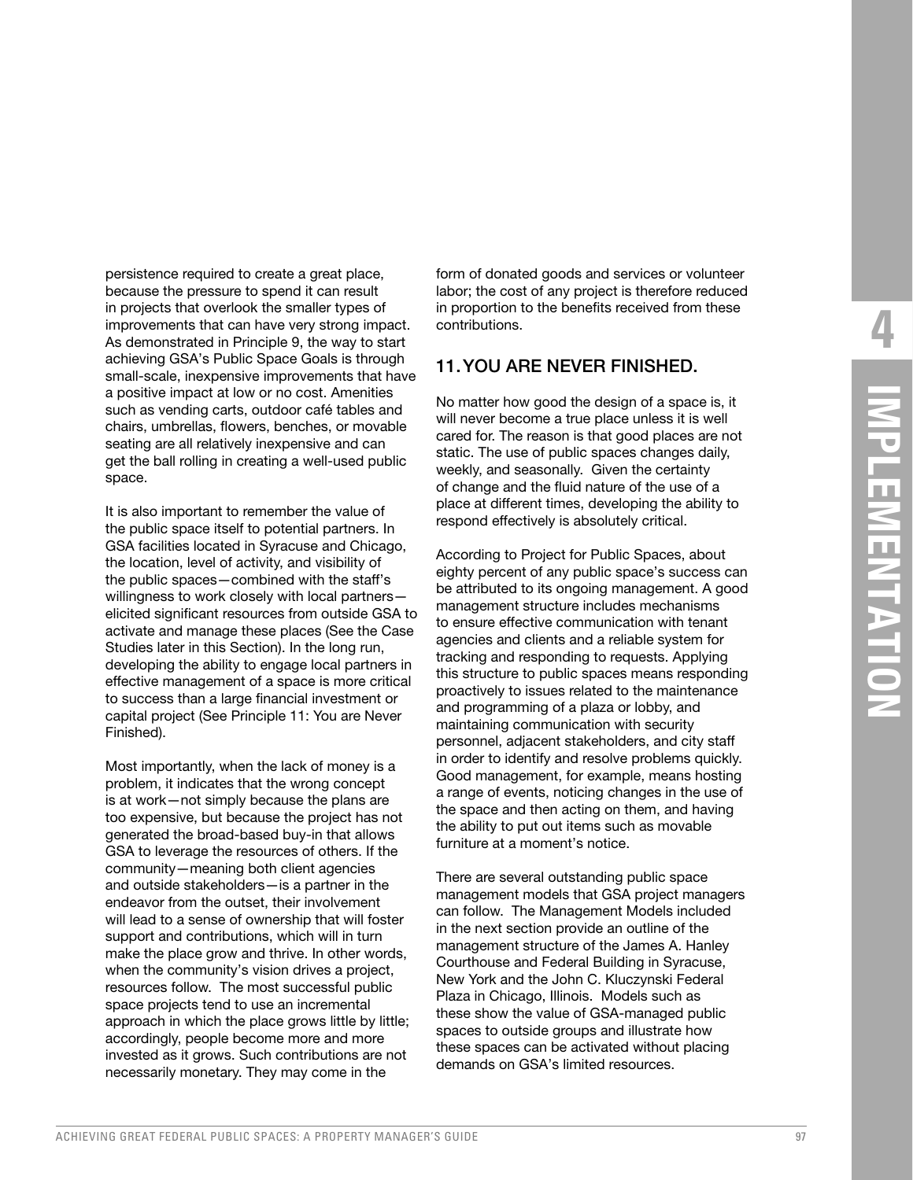persistence required to create a great place, because the pressure to spend it can result in projects that overlook the smaller types of improvements that can have very strong impact. As demonstrated in Principle 9, the way to start achieving GSA's Public Space Goals is through small-scale, inexpensive improvements that have a positive impact at low or no cost. Amenities such as vending carts, outdoor café tables and chairs, umbrellas, flowers, benches, or movable seating are all relatively inexpensive and can get the ball rolling in creating a well-used public space.

It is also important to remember the value of the public space itself to potential partners. In GSA facilities located in Syracuse and Chicago, the location, level of activity, and visibility of the public spaces—combined with the staff's willingness to work closely with local partners—elicited significant resources from outside GSA to activate and manage these places (See the Case Studies later in this Section). In the long run, developing the ability to engage local partners in effective management of a space is more critical to success than a large financial investment or capital project (See Principle 11: You are Never Finished).

Most importantly, when the lack of money is a problem, it indicates that the wrong concept is at work—not simply because the plans are too expensive, but because the project has not generated the broad-based buy-in that allows GSA to leverage the resources of others. If the community—meaning both client agencies and outside stakeholders—is a partner in the endeavor from the outset, their involvement will lead to a sense of ownership that will foster support and contributions, which will in turn make the place grow and thrive. In other words, when the community's vision drives a project, resources follow. The most successful public space projects tend to use an incremental approach in which the place grows little by little; accordingly, people become more and more invested as it grows. Such contributions are not necessarily monetary. They may come in the form of donated goods and services or volunteer labor; the cost of any project is therefore reduced in proportion to the benefits received from these contributions.

## 11. YOU ARE NEVER FINISHED.

No matter how good the design of a space is, it will never become a true place unless it is well cared for. The reason is that good places are not static. The use of public spaces changes daily, weekly, and seasonally. Given the certainty of change and the fluid nature of the use of a place at different times, developing the ability to respond effectively is absolutely critical.

According to Project for Public Spaces, about eighty percent of any public space's success can be attributed to its ongoing management. A good management structure includes mechanisms to ensure effective communication with tenant agencies and clients and a reliable system for tracking and responding to requests. Applying this structure to public spaces means responding proactively to issues related to the maintenance and programming of a plaza or lobby, and maintaining communication with security personnel, adjacent stakeholders, and city staff in order to identify and resolve problems quickly. Good management, for example, means hosting a range of events, noticing changes in the use of the space and then acting on them, and having the ability to put out items such as movable furniture at a moment's notice.

There are several outstanding public space management models that GSA project managers can follow. The Management Models included in the next section provide an outline of the management structure of the James A. Hanley Courthouse and Federal Building in Syracuse, New York and the John C. Kluczynski Federal Plaza in Chicago, Illinois. Models such as these show the value of GSA-managed public spaces to outside groups and illustrate how these spaces can be activated without placing demands on GSA's limited resources.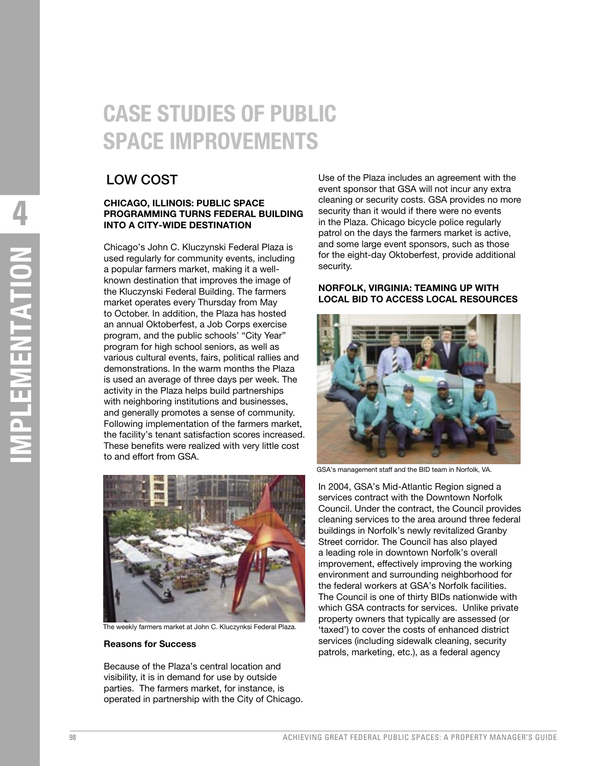# CASE STUDIES OF PUBLIC SPACE IMPROVEMENTS

## LOW COST

### CHICAGO, ILLINOIS: PUBLIC SPACE PROGRAMMING TURNS FEDERAL BUILDING INTO A CITY-WIDE DESTINATION

Chicago's John C. Kluczynski Federal Plaza is used regularly for community events, including a popular farmers market, making it a well-known destination that improves the image of the Kluczynski Federal Building. The farmers market operates every Thursday from May to October. In addition, the Plaza has hosted an annual Oktoberfest, a Job Corps exercise program, and the public schools' "City Year" program for high school seniors, as well as various cultural events, fairs, political rallies and demonstrations. In the warm months the Plaza is used an average of three days per week. The activity in the Plaza helps build partnerships with neighboring institutions and businesses, and generally promotes a sense of community. Following implementation of the farmers market, the facility's tenant satisfaction scores increased. These benefits were realized with very little cost to and effort from GSA.

The weekly farmers market at John C. Kluczynksi Federal Plaza.

**Reasons for Success**

Because of the Plaza's central location and visibility, it is in demand for use by outside parties. The farmers market, for instance, is operated in partnership with the City of Chicago. Use of the Plaza includes an agreement with the event sponsor that GSA will not incur any extra cleaning or security costs. GSA provides no more security than it would if there were no events in the Plaza. Chicago bicycle police regularly patrol on the days the farmers market is active, and some large event sponsors, such as those for the eight-day Oktoberfest, provide additional security.

### NORFOLK, VIRGINIA: TEAMING UP WITH LOCAL BID TO ACCESS LOCAL RESOURCES

GSA's management staff and the BID team in Norfolk, VA.

In 2004, GSA's Mid-Atlantic Region signed a services contract with the Downtown Norfolk Council. Under the contract, the Council provides cleaning services to the area around three federal buildings in Norfolk's newly revitalized Granby Street corridor. The Council has also played a leading role in downtown Norfolk's overall improvement, effectively improving the working environment and surrounding neighborhood for the federal workers at GSA's Norfolk facilities. The Council is one of thirty BIDs nationwide with which GSA contracts for services. Unlike private property owners that typically are assessed (or 'taxed') to cover the costs of enhanced district services (including sidewalk cleaning, security patrols, marketing, etc.), as a federal agency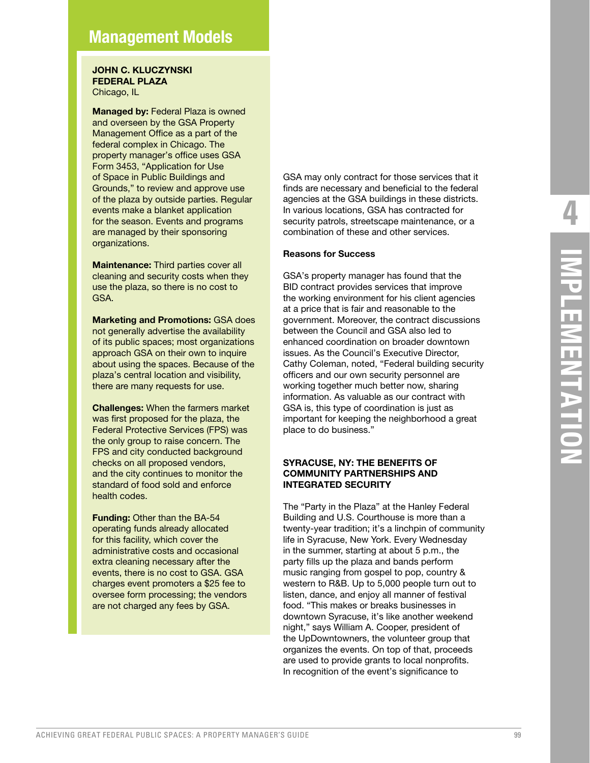## Management Models

**JOHN C. KLUCZYNSKI FEDERAL PLAZA**
Chicago, IL

**Managed by:** Federal Plaza is owned and overseen by the GSA Property Management Office as a part of the federal complex in Chicago. The property manager's office uses GSA Form 3453, "Application for Use of Space in Public Buildings and Grounds," to review and approve use of the plaza by outside parties. Regular events make a blanket application for the season. Events and programs are managed by their sponsoring organizations.

**Maintenance:** Third parties cover all cleaning and security costs when they use the plaza, so there is no cost to GSA.

**Marketing and Promotions:** GSA does not generally advertise the availability of its public spaces; most organizations approach GSA on their own to inquire about using the spaces. Because of the plaza's central location and visibility, there are many requests for use.

**Challenges:** When the farmers market was first proposed for the plaza, the Federal Protective Services (FPS) was the only group to raise concern. The FPS and city conducted background checks on all proposed vendors, and the city continues to monitor the standard of food sold and enforce health codes.

**Funding:** Other than the BA-54 operating funds already allocated for this facility, which cover the administrative costs and occasional extra cleaning necessary after the events, there is no cost to GSA. GSA charges event promoters a $25 fee to oversee form processing; the vendors are not charged any fees by GSA.

GSA may only contract for those services that it finds are necessary and beneficial to the federal agencies at the GSA buildings in these districts. In various locations, GSA has contracted for security patrols, streetscape maintenance, or a combination of these and other services.

**Reasons for Success**

GSA's property manager has found that the BID contract provides services that improve the working environment for his client agencies at a price that is fair and reasonable to the government. Moreover, the contract discussions between the Council and GSA also led to enhanced coordination on broader downtown issues. As the Council's Executive Director, Cathy Coleman, noted, "Federal building security officers and our own security personnel are working together much better now, sharing information. As valuable as our contract with GSA is, this type of coordination is just as important for keeping the neighborhood a great place to do business."

### SYRACUSE, NY: THE BENEFITS OF COMMUNITY PARTNERSHIPS AND INTEGRATED SECURITY

The "Party in the Plaza" at the Hanley Federal Building and U.S. Courthouse is more than a twenty-year tradition; it's a linchpin of community life in Syracuse, New York. Every Wednesday in the summer, starting at about 5 p.m., the party fills up the plaza and bands perform music ranging from gospel to pop, country & western to R&B. Up to 5,000 people turn out to listen, dance, and enjoy all manner of festival food. "This makes or breaks businesses in downtown Syracuse, it's like another weekend night," says William A. Cooper, president of the UpDowntowners, the volunteer group that organizes the events. On top of that, proceeds are used to provide grants to local nonprofits. In recognition of the event's significance to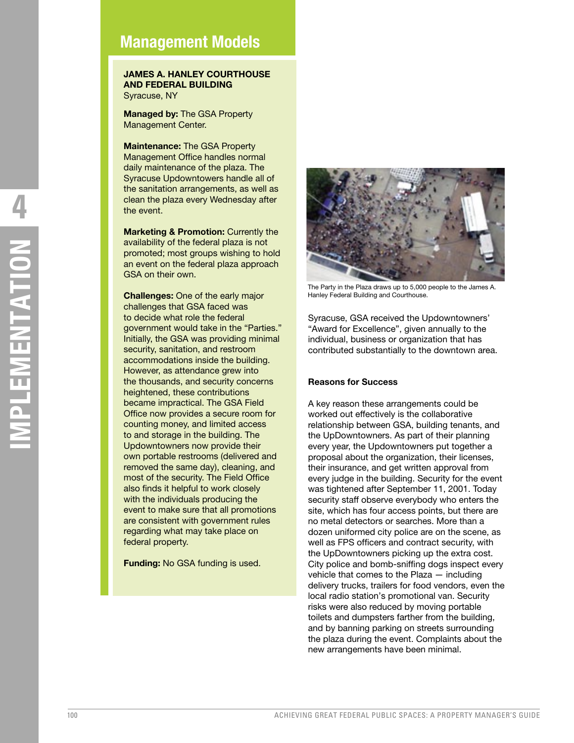## Management Models

**JAMES A. HANLEY COURTHOUSE AND FEDERAL BUILDING**
Syracuse, NY

**Managed by:** The GSA Property Management Center.

**Maintenance:** The GSA Property Management Office handles normal daily maintenance of the plaza. The Syracuse Updowntowers handle all of the sanitation arrangements, as well as clean the plaza every Wednesday after the event.

**Marketing & Promotion:** Currently the availability of the federal plaza is not promoted; most groups wishing to hold an event on the federal plaza approach GSA on their own.

**Challenges:** One of the early major challenges that GSA faced was to decide what role the federal government would take in the "Parties." Initially, the GSA was providing minimal security, sanitation, and restroom accommodations inside the building. However, as attendance grew into the thousands, and security concerns heightened, these contributions became impractical. The GSA Field Office now provides a secure room for counting money, and limited access to and storage in the building. The Updowntowners now provide their own portable restrooms (delivered and removed the same day), cleaning, and most of the security. The Field Office also finds it helpful to work closely with the individuals producing the event to make sure that all promotions are consistent with government rules regarding what may take place on federal property.

**Funding:** No GSA funding is used.

The Party in the Plaza draws up to 5,000 people to the James A. Hanley Federal Building and Courthouse.

Syracuse, GSA received the Updowntowners' "Award for Excellence", given annually to the individual, business or organization that has contributed substantially to the downtown area.

**Reasons for Success**

A key reason these arrangements could be worked out effectively is the collaborative relationship between GSA, building tenants, and the UpDowntowners. As part of their planning every year, the Updowntowners put together a proposal about the organization, their licenses, their insurance, and get written approval from every judge in the building. Security for the event was tightened after September 11, 2001. Today security staff observe everybody who enters the site, which has four access points, but there are no metal detectors or searches. More than a dozen uniformed city police are on the scene, as well as FPS officers and contract security, with the UpDowntowners picking up the extra cost. City police and bomb-sniffing dogs inspect every vehicle that comes to the Plaza — including delivery trucks, trailers for food vendors, even the local radio station's promotional van. Security risks were also reduced by moving portable toilets and dumpsters farther from the building, and by banning parking on streets surrounding the plaza during the event. Complaints about the new arrangements have been minimal.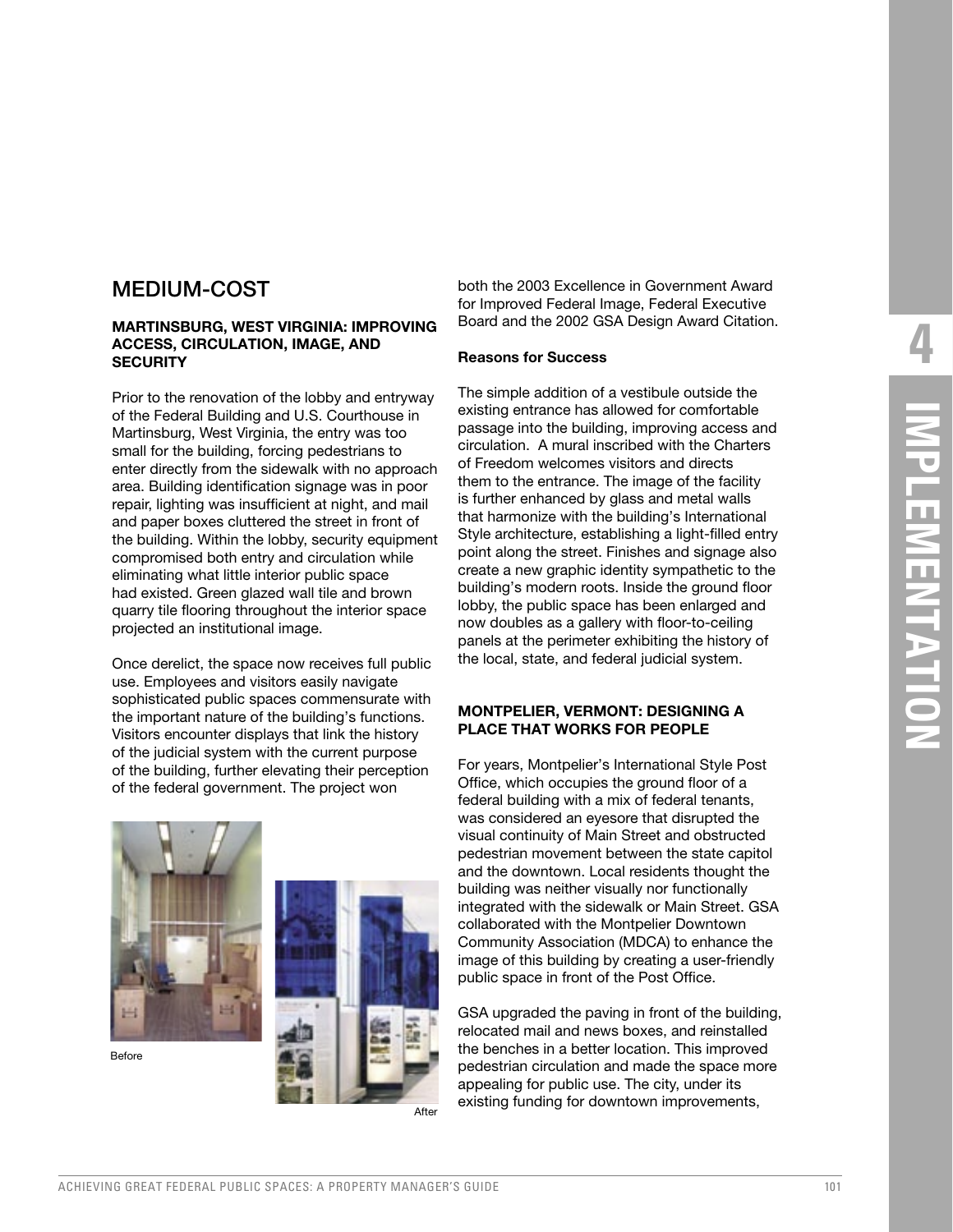## MEDIUM-COST

### MARTINSBURG, WEST VIRGINIA: IMPROVING ACCESS, CIRCULATION, IMAGE, AND SECURITY

Prior to the renovation of the lobby and entryway of the Federal Building and U.S. Courthouse in Martinsburg, West Virginia, the entry was too small for the building, forcing pedestrians to enter directly from the sidewalk with no approach area. Building identification signage was in poor repair, lighting was insufficient at night, and mail and paper boxes cluttered the street in front of the building. Within the lobby, security equipment compromised both entry and circulation while eliminating what little interior public space had existed. Green glazed wall tile and brown quarry tile flooring throughout the interior space projected an institutional image.

Once derelict, the space now receives full public use. Employees and visitors easily navigate sophisticated public spaces commensurate with the important nature of the building's functions. Visitors encounter displays that link the history of the judicial system with the current purpose of the building, further elevating their perception of the federal government. The project won both the 2003 Excellence in Government Award for Improved Federal Image, Federal Executive Board and the 2002 GSA Design Award Citation.

Before

After

**Reasons for Success**

The simple addition of a vestibule outside the existing entrance has allowed for comfortable passage into the building, improving access and circulation. A mural inscribed with the Charters of Freedom welcomes visitors and directs them to the entrance. The image of the facility is further enhanced by glass and metal walls that harmonize with the building's International Style architecture, establishing a light-filled entry point along the street. Finishes and signage also create a new graphic identity sympathetic to the building's modern roots. Inside the ground floor lobby, the public space has been enlarged and now doubles as a gallery with floor-to-ceiling panels at the perimeter exhibiting the history of the local, state, and federal judicial system.

### MONTPELIER, VERMONT: DESIGNING A PLACE THAT WORKS FOR PEOPLE

For years, Montpelier's International Style Post Office, which occupies the ground floor of a federal building with a mix of federal tenants, was considered an eyesore that disrupted the visual continuity of Main Street and obstructed pedestrian movement between the state capitol and the downtown. Local residents thought the building was neither visually nor functionally integrated with the sidewalk or Main Street. GSA collaborated with the Montpelier Downtown Community Association (MDCA) to enhance the image of this building by creating a user-friendly public space in front of the Post Office.

GSA upgraded the paving in front of the building, relocated mail and news boxes, and reinstalled the benches in a better location. This improved pedestrian circulation and made the space more appealing for public use. The city, under its existing funding for downtown improvements,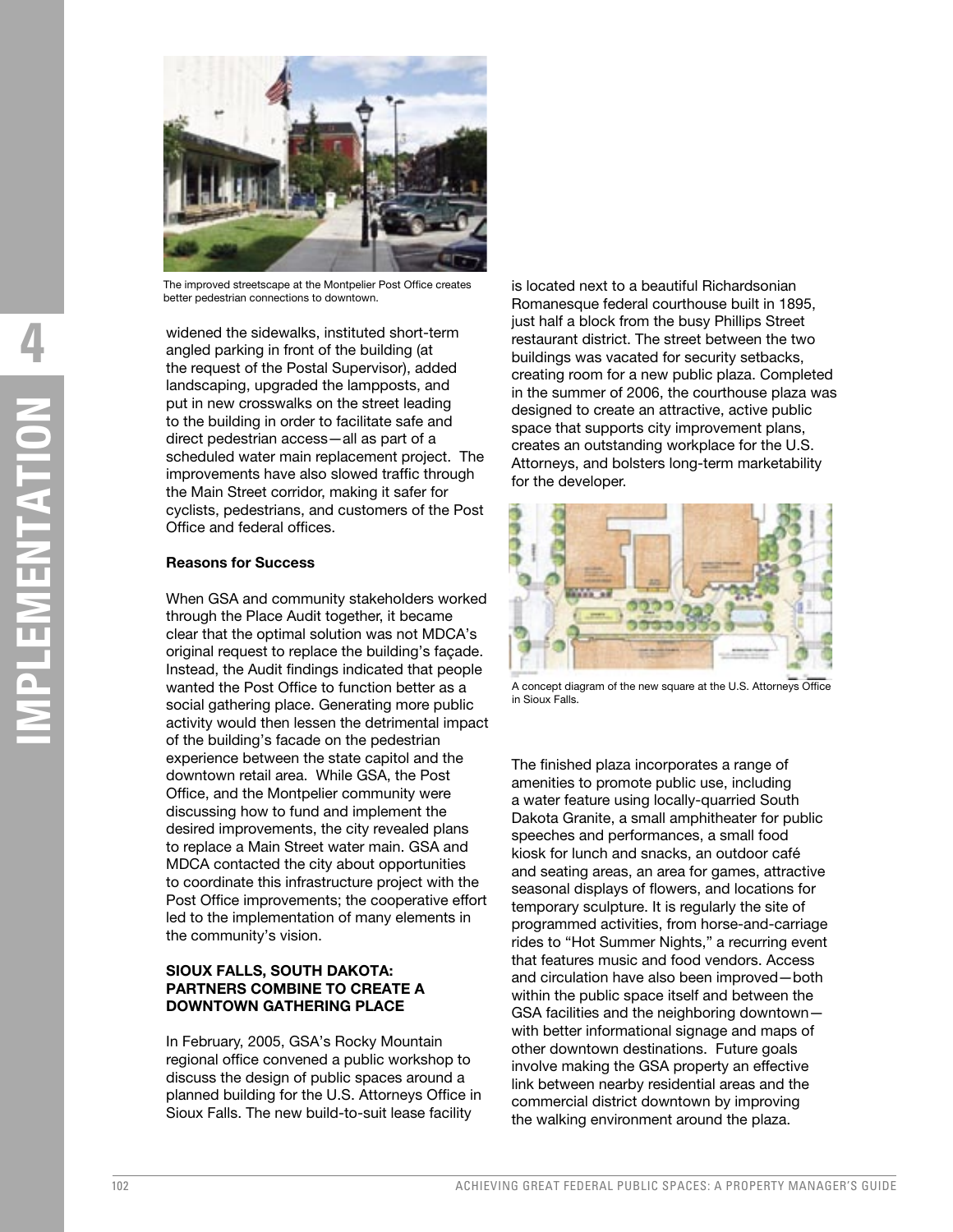The improved streetscape at the Montpelier Post Office creates better pedestrian connections to downtown.

widened the sidewalks, instituted short-term angled parking in front of the building (at the request of the Postal Supervisor), added landscaping, upgraded the lampposts, and put in new crosswalks on the street leading to the building in order to facilitate safe and direct pedestrian access—all as part of a scheduled water main replacement project. The improvements have also slowed traffic through the Main Street corridor, making it safer for cyclists, pedestrians, and customers of the Post Office and federal offices.

**Reasons for Success**

When GSA and community stakeholders worked through the Place Audit together, it became clear that the optimal solution was not MDCA's original request to replace the building's façade. Instead, the Audit findings indicated that people wanted the Post Office to function better as a social gathering place. Generating more public activity would then lessen the detrimental impact of the building's facade on the pedestrian experience between the state capitol and the downtown retail area. While GSA, the Post Office, and the Montpelier community were discussing how to fund and implement the desired improvements, the city revealed plans to replace a Main Street water main. GSA and MDCA contacted the city about opportunities to coordinate this infrastructure project with the Post Office improvements; the cooperative effort led to the implementation of many elements in the community's vision.

### SIOUX FALLS, SOUTH DAKOTA: PARTNERS COMBINE TO CREATE A DOWNTOWN GATHERING PLACE

In February, 2005, GSA's Rocky Mountain regional office convened a public workshop to discuss the design of public spaces around a planned building for the U.S. Attorneys Office in Sioux Falls. The new build-to-suit lease facility is located next to a beautiful Richardsonian Romanesque federal courthouse built in 1895, just half a block from the busy Phillips Street restaurant district. The street between the two buildings was vacated for security setbacks, creating room for a new public plaza. Completed in the summer of 2006, the courthouse plaza was designed to create an attractive, active public space that supports city improvement plans, creates an outstanding workplace for the U.S. Attorneys, and bolsters long-term marketability for the developer.

A concept diagram of the new square at the U.S. Attorneys Office in Sioux Falls.

The finished plaza incorporates a range of amenities to promote public use, including a water feature using locally-quarried South Dakota Granite, a small amphitheater for public speeches and performances, a small food kiosk for lunch and snacks, an outdoor café and seating areas, an area for games, attractive seasonal displays of flowers, and locations for temporary sculpture. It is regularly the site of programmed activities, from horse-and-carriage rides to "Hot Summer Nights," a recurring event that features music and food vendors. Access and circulation have also been improved—both within the public space itself and between the GSA facilities and the neighboring downtown—with better informational signage and maps of other downtown destinations. Future goals involve making the GSA property an effective link between nearby residential areas and the commercial district downtown by improving the walking environment around the plaza.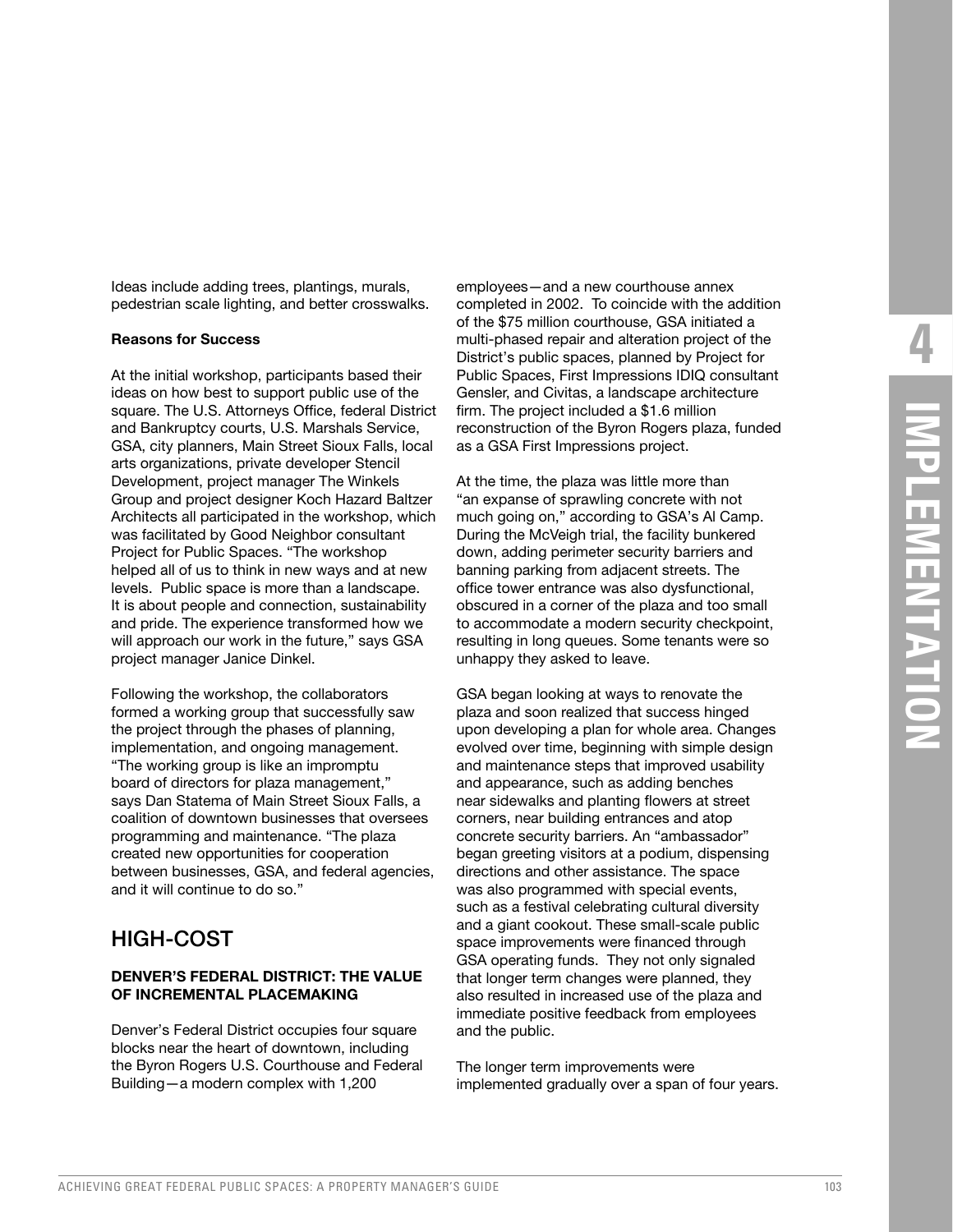Ideas include adding trees, plantings, murals, pedestrian scale lighting, and better crosswalks.

**Reasons for Success**

At the initial workshop, participants based their ideas on how best to support public use of the square. The U.S. Attorneys Office, federal District and Bankruptcy courts, U.S. Marshals Service, GSA, city planners, Main Street Sioux Falls, local arts organizations, private developer Stencil Development, project manager The Winkels Group and project designer Koch Hazard Baltzer Architects all participated in the workshop, which was facilitated by Good Neighbor consultant Project for Public Spaces. "The workshop helped all of us to think in new ways and at new levels. Public space is more than a landscape. It is about people and connection, sustainability and pride. The experience transformed how we will approach our work in the future," says GSA project manager Janice Dinkel.

Following the workshop, the collaborators formed a working group that successfully saw the project through the phases of planning, implementation, and ongoing management. "The working group is like an impromptu board of directors for plaza management," says Dan Statema of Main Street Sioux Falls, a coalition of downtown businesses that oversees programming and maintenance. "The plaza created new opportunities for cooperation between businesses, GSA, and federal agencies, and it will continue to do so."

## HIGH-COST

### DENVER'S FEDERAL DISTRICT: THE VALUE OF INCREMENTAL PLACEMAKING

Denver's Federal District occupies four square blocks near the heart of downtown, including the Byron Rogers U.S. Courthouse and Federal Building—a modern complex with 1,200 employees—and a new courthouse annex completed in 2002. To coincide with the addition of the $75 million courthouse, GSA initiated a multi-phased repair and alteration project of the District's public spaces, planned by Project for Public Spaces, First Impressions IDIQ consultant Gensler, and Civitas, a landscape architecture firm. The project included a $1.6 million reconstruction of the Byron Rogers plaza, funded as a GSA First Impressions project.

At the time, the plaza was little more than "an expanse of sprawling concrete with not much going on," according to GSA's Al Camp. During the McVeigh trial, the facility bunkered down, adding perimeter security barriers and banning parking from adjacent streets. The office tower entrance was also dysfunctional, obscured in a corner of the plaza and too small to accommodate a modern security checkpoint, resulting in long queues. Some tenants were so unhappy they asked to leave.

GSA began looking at ways to renovate the plaza and soon realized that success hinged upon developing a plan for whole area. Changes evolved over time, beginning with simple design and maintenance steps that improved usability and appearance, such as adding benches near sidewalks and planting flowers at street corners, near building entrances and atop concrete security barriers. An "ambassador" began greeting visitors at a podium, dispensing directions and other assistance. The space was also programmed with special events, such as a festival celebrating cultural diversity and a giant cookout. These small-scale public space improvements were financed through GSA operating funds. They not only signaled that longer term changes were planned, they also resulted in increased use of the plaza and immediate positive feedback from employees and the public.

The longer term improvements were implemented gradually over a span of four years.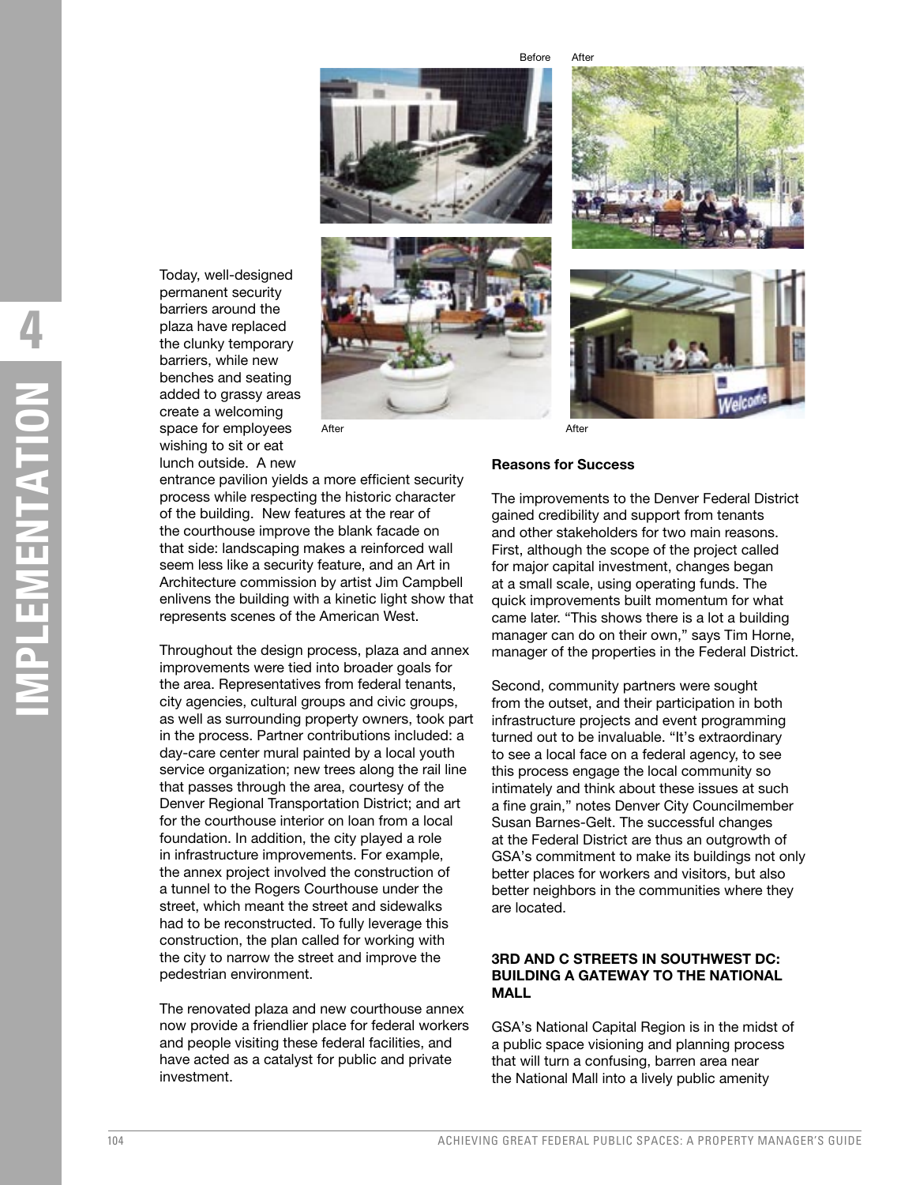Before After

After After

Today, well-designed permanent security barriers around the plaza have replaced the clunky temporary barriers, while new benches and seating added to grassy areas create a welcoming space for employees wishing to sit or eat lunch outside. A new entrance pavilion yields a more efficient security process while respecting the historic character of the building. New features at the rear of the courthouse improve the blank facade on that side: landscaping makes a reinforced wall seem less like a security feature, and an Art in Architecture commission by artist Jim Campbell enlivens the building with a kinetic light show that represents scenes of the American West.

Throughout the design process, plaza and annex improvements were tied into broader goals for the area. Representatives from federal tenants, city agencies, cultural groups and civic groups, as well as surrounding property owners, took part in the process. Partner contributions included: a day-care center mural painted by a local youth service organization; new trees along the rail line that passes through the area, courtesy of the Denver Regional Transportation District; and art for the courthouse interior on loan from a local foundation. In addition, the city played a role in infrastructure improvements. For example, the annex project involved the construction of a tunnel to the Rogers Courthouse under the street, which meant the street and sidewalks had to be reconstructed. To fully leverage this construction, the plan called for working with the city to narrow the street and improve the pedestrian environment.

The renovated plaza and new courthouse annex now provide a friendlier place for federal workers and people visiting these federal facilities, and have acted as a catalyst for public and private investment.

**Reasons for Success**

The improvements to the Denver Federal District gained credibility and support from tenants and other stakeholders for two main reasons. First, although the scope of the project called for major capital investment, changes began at a small scale, using operating funds. The quick improvements built momentum for what came later. "This shows there is a lot a building manager can do on their own," says Tim Horne, manager of the properties in the Federal District.

Second, community partners were sought from the outset, and their participation in both infrastructure projects and event programming turned out to be invaluable. "It's extraordinary to see a local face on a federal agency, to see this process engage the local community so intimately and think about these issues at such a fine grain," notes Denver City Councilmember Susan Barnes-Gelt. The successful changes at the Federal District are thus an outgrowth of GSA's commitment to make its buildings not only better places for workers and visitors, but also better neighbors in the communities where they are located.

**3RD AND C STREETS IN SOUTHWEST DC: BUILDING A GATEWAY TO THE NATIONAL MALL**

GSA's National Capital Region is in the midst of a public space visioning and planning process that will turn a confusing, barren area near the National Mall into a lively public amenity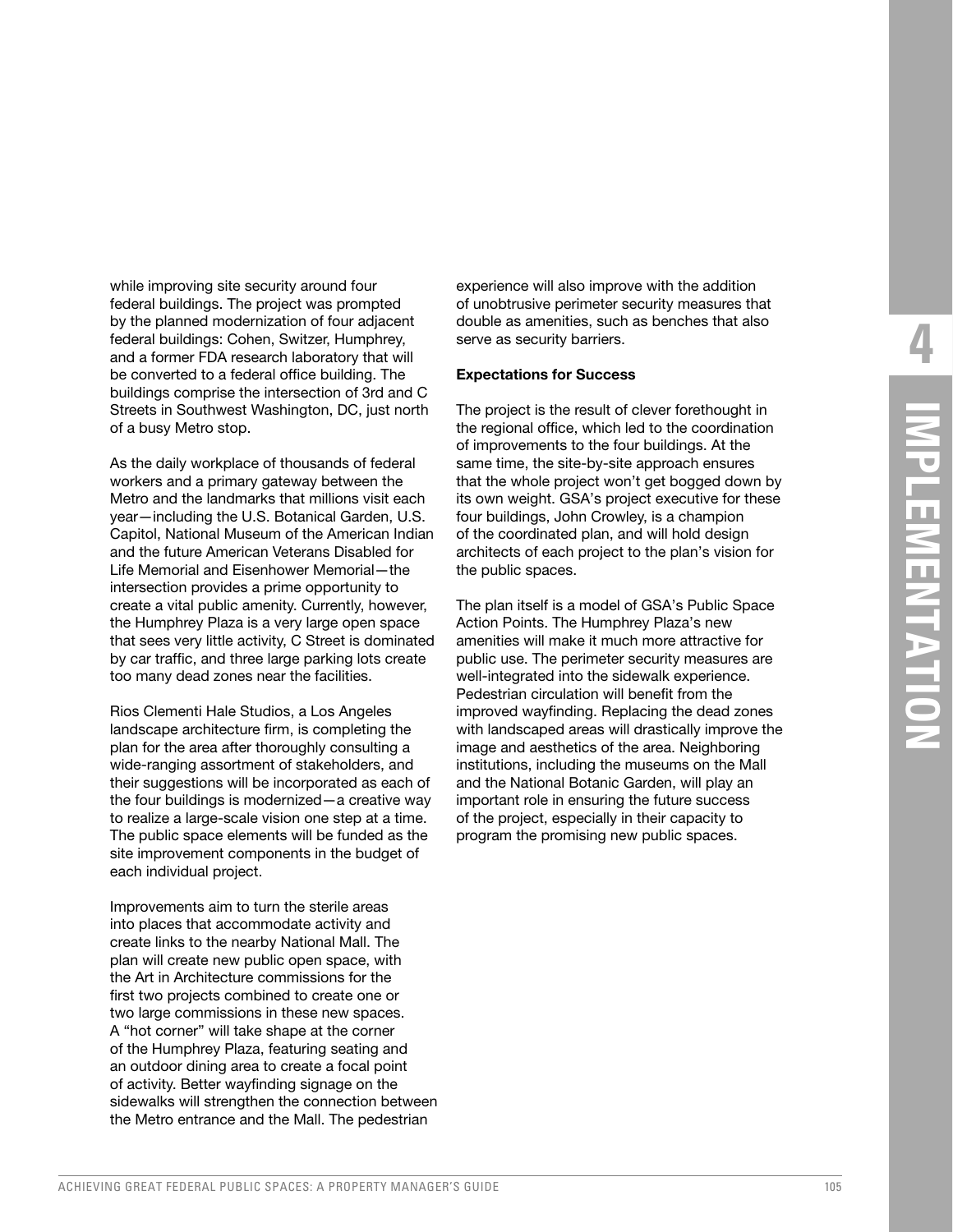while improving site security around four federal buildings. The project was prompted by the planned modernization of four adjacent federal buildings: Cohen, Switzer, Humphrey, and a former FDA research laboratory that will be converted to a federal office building. The buildings comprise the intersection of 3rd and C Streets in Southwest Washington, DC, just north of a busy Metro stop.

As the daily workplace of thousands of federal workers and a primary gateway between the Metro and the landmarks that millions visit each year—including the U.S. Botanical Garden, U.S. Capitol, National Museum of the American Indian and the future American Veterans Disabled for Life Memorial and Eisenhower Memorial—the intersection provides a prime opportunity to create a vital public amenity. Currently, however, the Humphrey Plaza is a very large open space that sees very little activity, C Street is dominated by car traffic, and three large parking lots create too many dead zones near the facilities.

Rios Clementi Hale Studios, a Los Angeles landscape architecture firm, is completing the plan for the area after thoroughly consulting a wide-ranging assortment of stakeholders, and their suggestions will be incorporated as each of the four buildings is modernized—a creative way to realize a large-scale vision one step at a time. The public space elements will be funded as the site improvement components in the budget of each individual project.

Improvements aim to turn the sterile areas into places that accommodate activity and create links to the nearby National Mall. The plan will create new public open space, with the Art in Architecture commissions for the first two projects combined to create one or two large commissions in these new spaces. A "hot corner" will take shape at the corner of the Humphrey Plaza, featuring seating and an outdoor dining area to create a focal point of activity. Better wayfinding signage on the sidewalks will strengthen the connection between the Metro entrance and the Mall. The pedestrian experience will also improve with the addition of unobtrusive perimeter security measures that double as amenities, such as benches that also serve as security barriers.

**Expectations for Success**

The project is the result of clever forethought in the regional office, which led to the coordination of improvements to the four buildings. At the same time, the site-by-site approach ensures that the whole project won't get bogged down by its own weight. GSA's project executive for these four buildings, John Crowley, is a champion of the coordinated plan, and will hold design architects of each project to the plan's vision for the public spaces.

The plan itself is a model of GSA's Public Space Action Points. The Humphrey Plaza's new amenities will make it much more attractive for public use. The perimeter security measures are well-integrated into the sidewalk experience. Pedestrian circulation will benefit from the improved wayfinding. Replacing the dead zones with landscaped areas will drastically improve the image and aesthetics of the area. Neighboring institutions, including the museums on the Mall and the National Botanic Garden, will play an important role in ensuring the future success of the project, especially in their capacity to program the promising new public spaces.